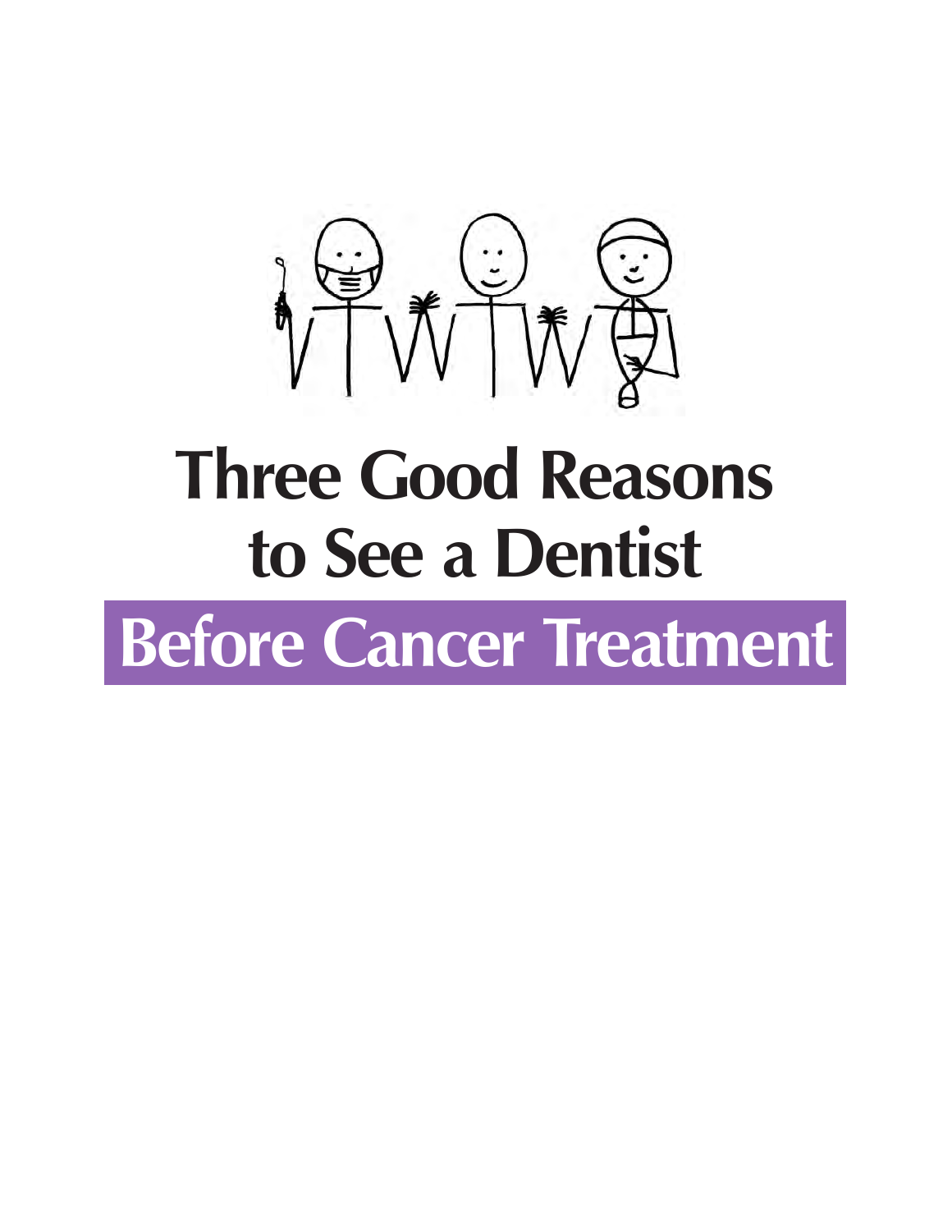# Three Good Reasons to See a Dentist

## Before Cancer Treatment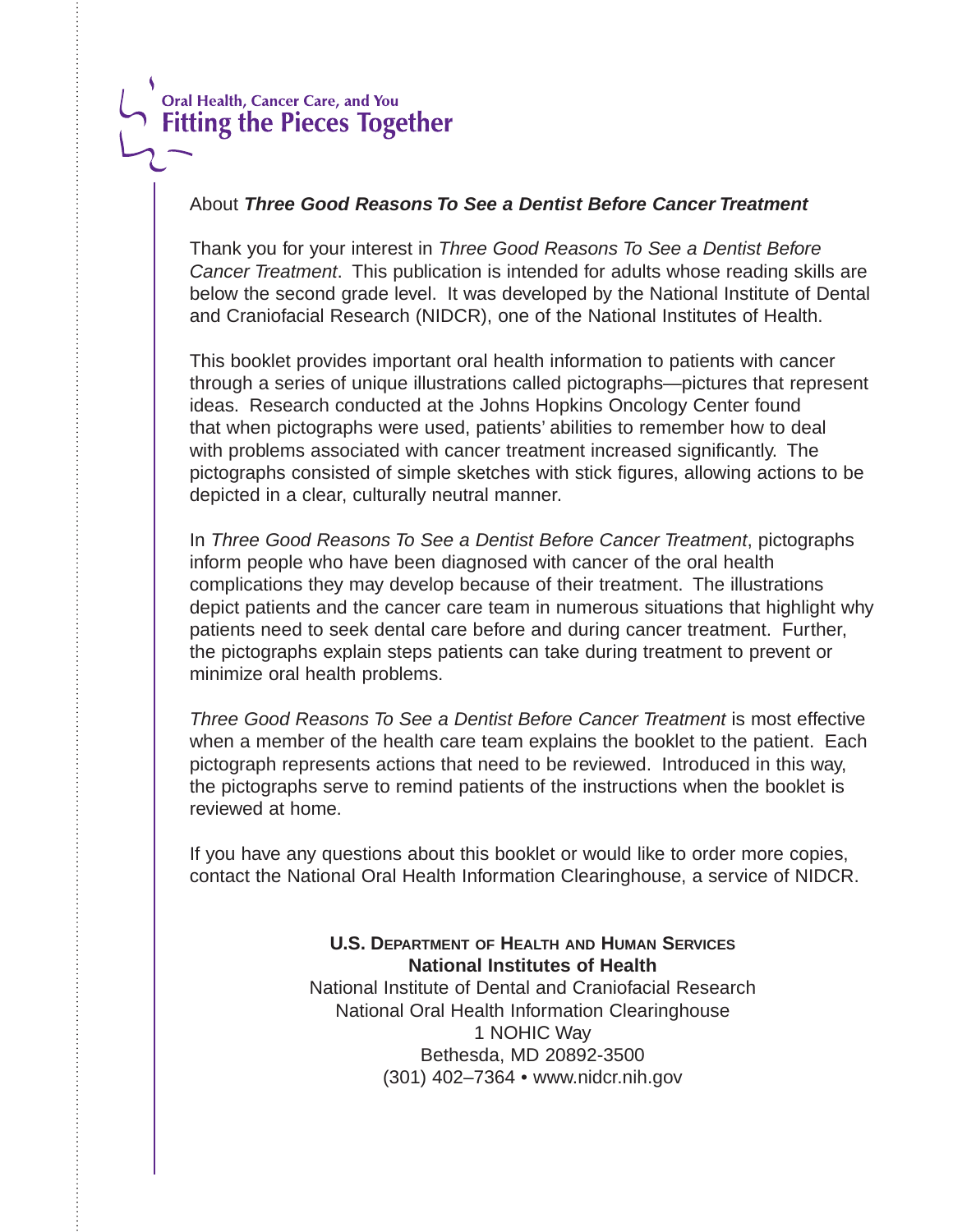Oral Health, Cancer Care, and You
**Fitting the Pieces Together**

## About ***Three Good Reasons To See a Dentist Before Cancer Treatment***

Thank you for your interest in *Three Good Reasons To See a Dentist Before Cancer Treatment*. This publication is intended for adults whose reading skills are below the second grade level. It was developed by the National Institute of Dental and Craniofacial Research (NIDCR), one of the National Institutes of Health.

This booklet provides important oral health information to patients with cancer through a series of unique illustrations called pictographs—pictures that represent ideas. Research conducted at the Johns Hopkins Oncology Center found that when pictographs were used, patients' abilities to remember how to deal with problems associated with cancer treatment increased significantly. The pictographs consisted of simple sketches with stick figures, allowing actions to be depicted in a clear, culturally neutral manner.

In *Three Good Reasons To See a Dentist Before Cancer Treatment*, pictographs inform people who have been diagnosed with cancer of the oral health complications they may develop because of their treatment. The illustrations depict patients and the cancer care team in numerous situations that highlight why patients need to seek dental care before and during cancer treatment. Further, the pictographs explain steps patients can take during treatment to prevent or minimize oral health problems.

*Three Good Reasons To See a Dentist Before Cancer Treatment* is most effective when a member of the health care team explains the booklet to the patient. Each pictograph represents actions that need to be reviewed. Introduced in this way, the pictographs serve to remind patients of the instructions when the booklet is reviewed at home.

If you have any questions about this booklet or would like to order more copies, contact the National Oral Health Information Clearinghouse, a service of NIDCR.

**U.S. Department of Health and Human Services**
**National Institutes of Health**
National Institute of Dental and Craniofacial Research
National Oral Health Information Clearinghouse
1 NOHIC Way
Bethesda, MD 20892-3500
(301) 402–7364 • www.nidcr.nih.gov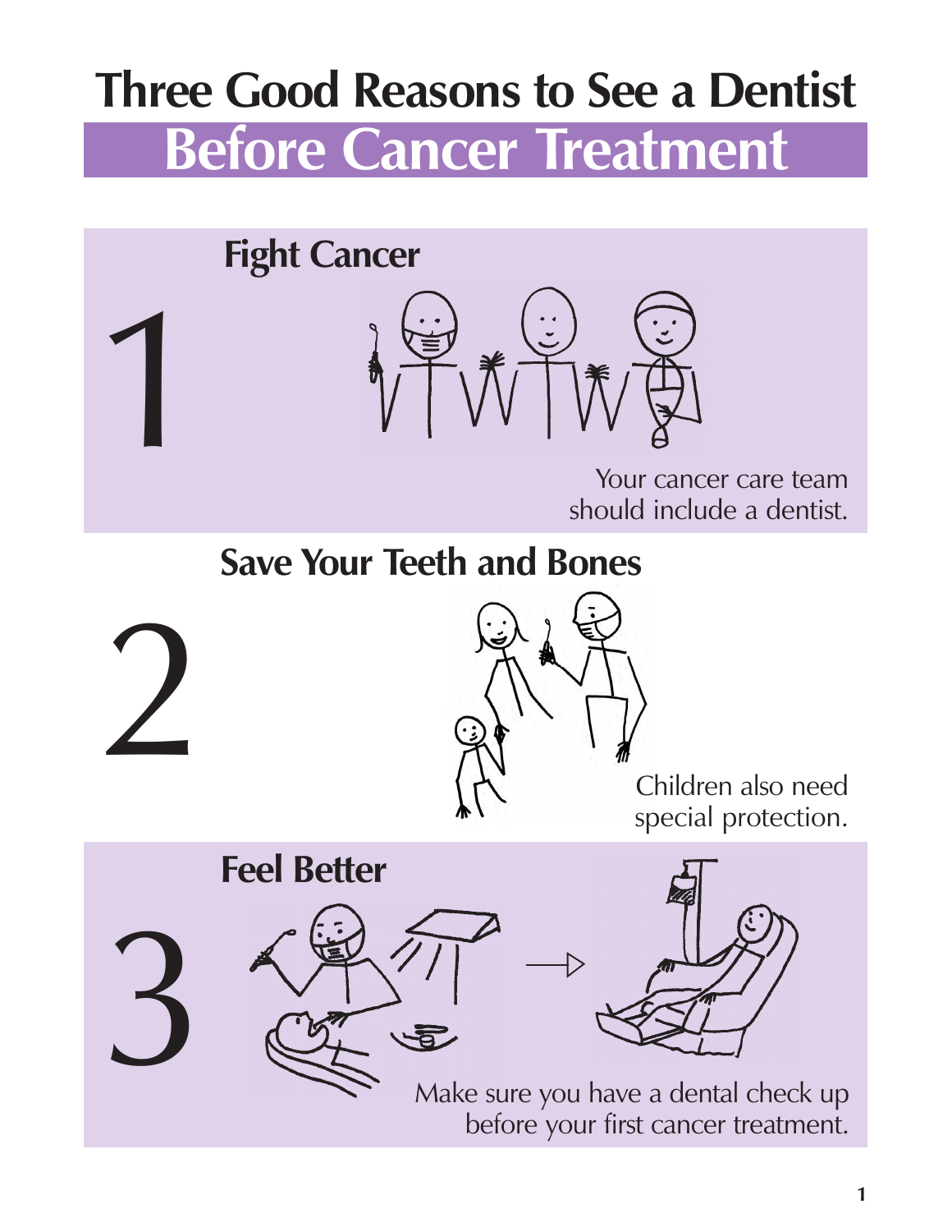# Three Good Reasons to See a Dentist Before Cancer Treatment

## 1 Fight Cancer

Your cancer care team should include a dentist.

## 2 Save Your Teeth and Bones

Children also need special protection.

## 3 Feel Better

Make sure you have a dental check up before your first cancer treatment.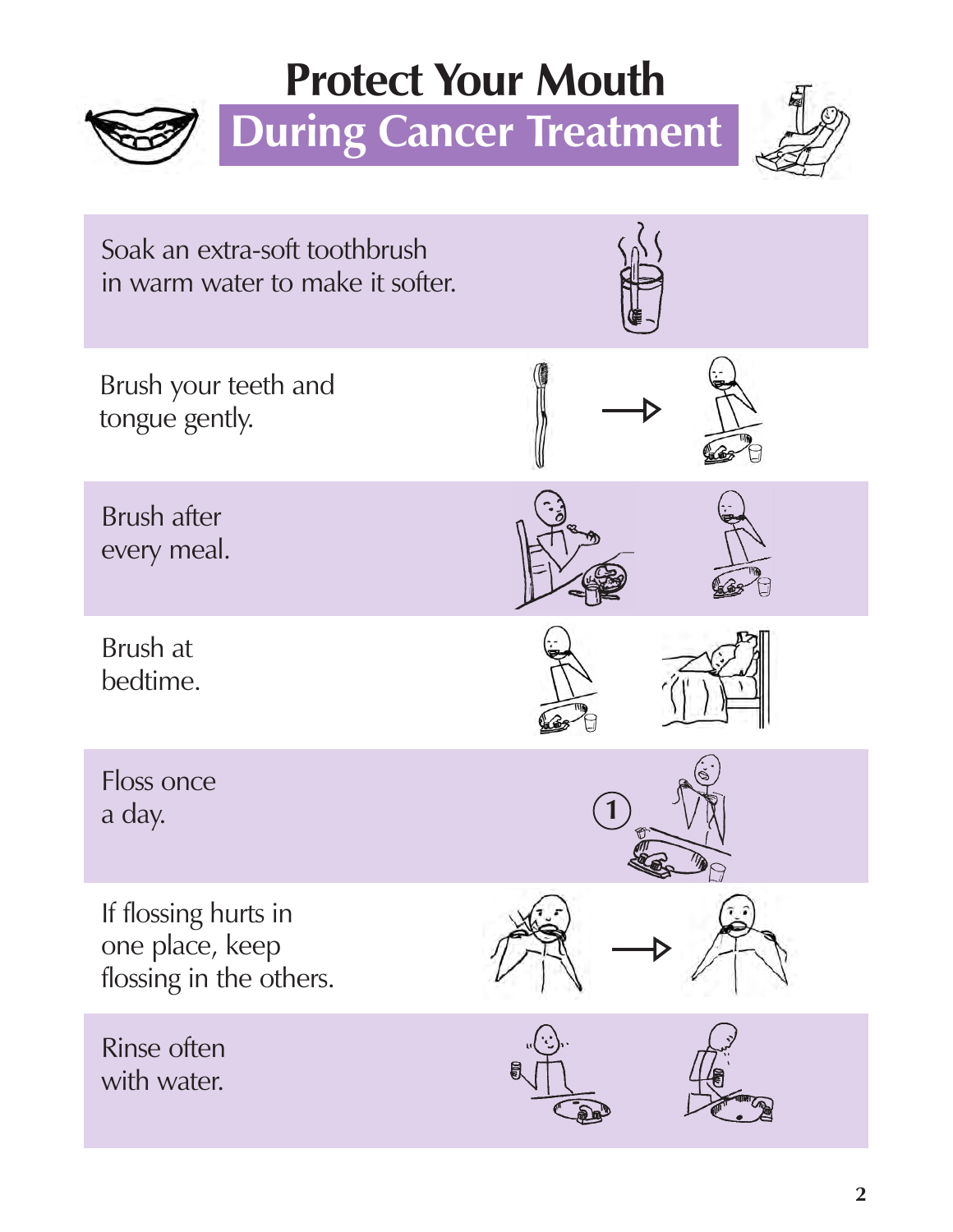# Protect Your Mouth

## During Cancer Treatment

Soak an extra-soft toothbrush in warm water to make it softer.

Brush your teeth and tongue gently.

Brush after every meal.

Brush at bedtime.

Floss once a day.

If flossing hurts in one place, keep flossing in the others.

Rinse often with water.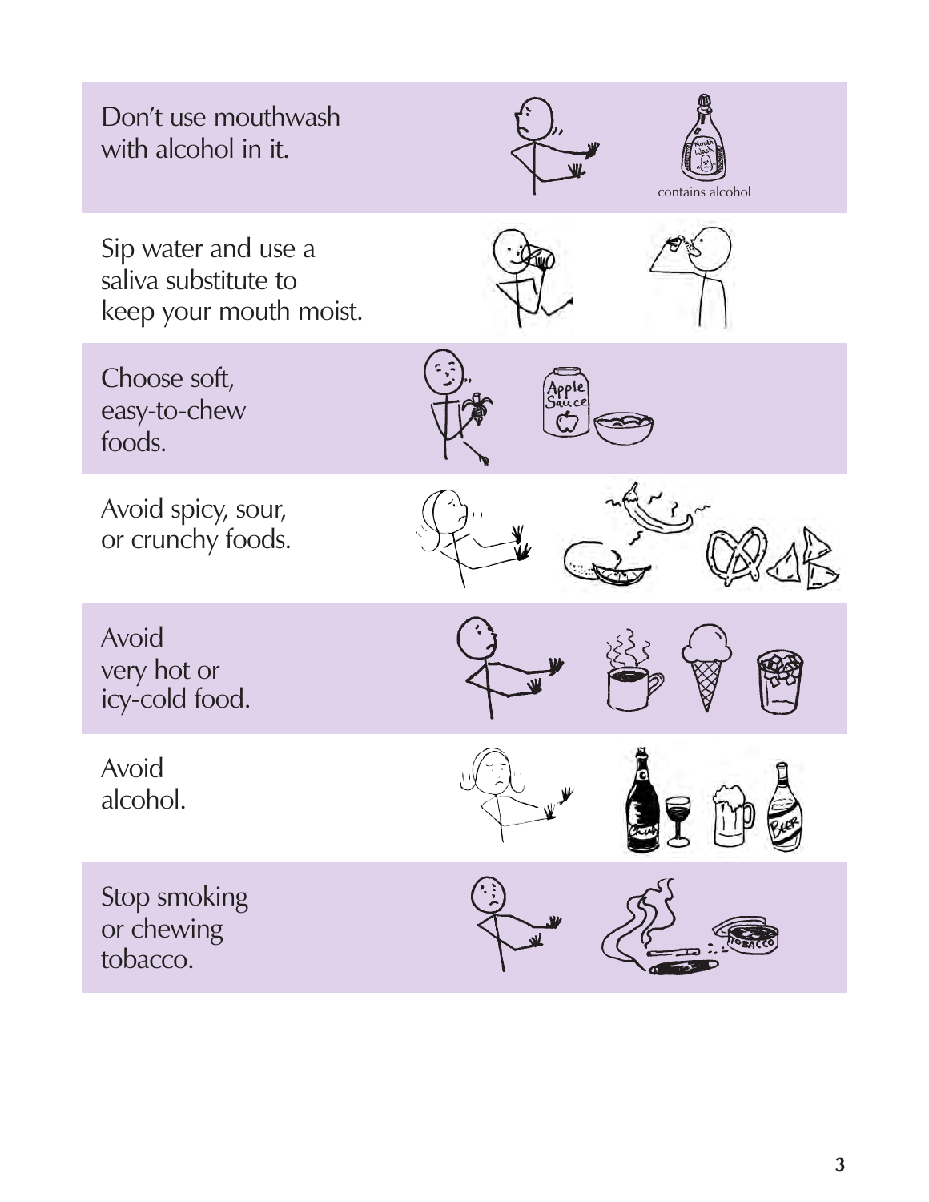Don't use mouthwash with alcohol in it.

contains alcohol

Sip water and use a saliva substitute to keep your mouth moist.

Choose soft, easy-to-chew foods.

Avoid spicy, sour, or crunchy foods.

Avoid very hot or icy-cold food.

Avoid alcohol.

Stop smoking or chewing tobacco.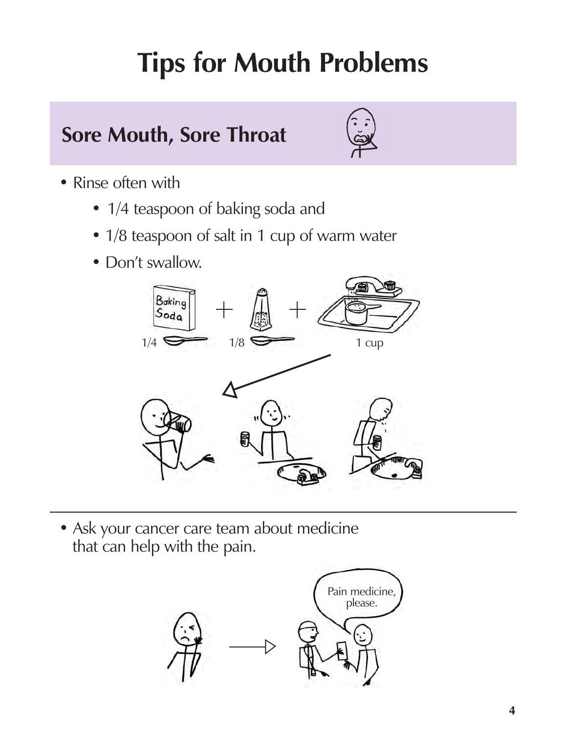# Tips for Mouth Problems

## Sore Mouth, Sore Throat

- Rinse often with
  - 1/4 teaspoon of baking soda and
  - 1/8 teaspoon of salt in 1 cup of warm water
  - Don't swallow.

---

- Ask your cancer care team about medicine that can help with the pain.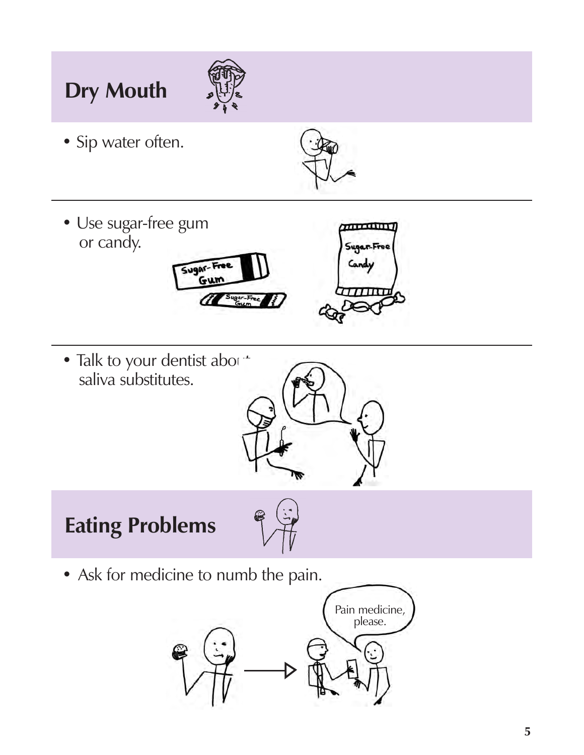## Dry Mouth

- Sip water often.

- Use sugar-free gum or candy.

- Talk to your dentist about saliva substitutes.

## Eating Problems

- Ask for medicine to numb the pain.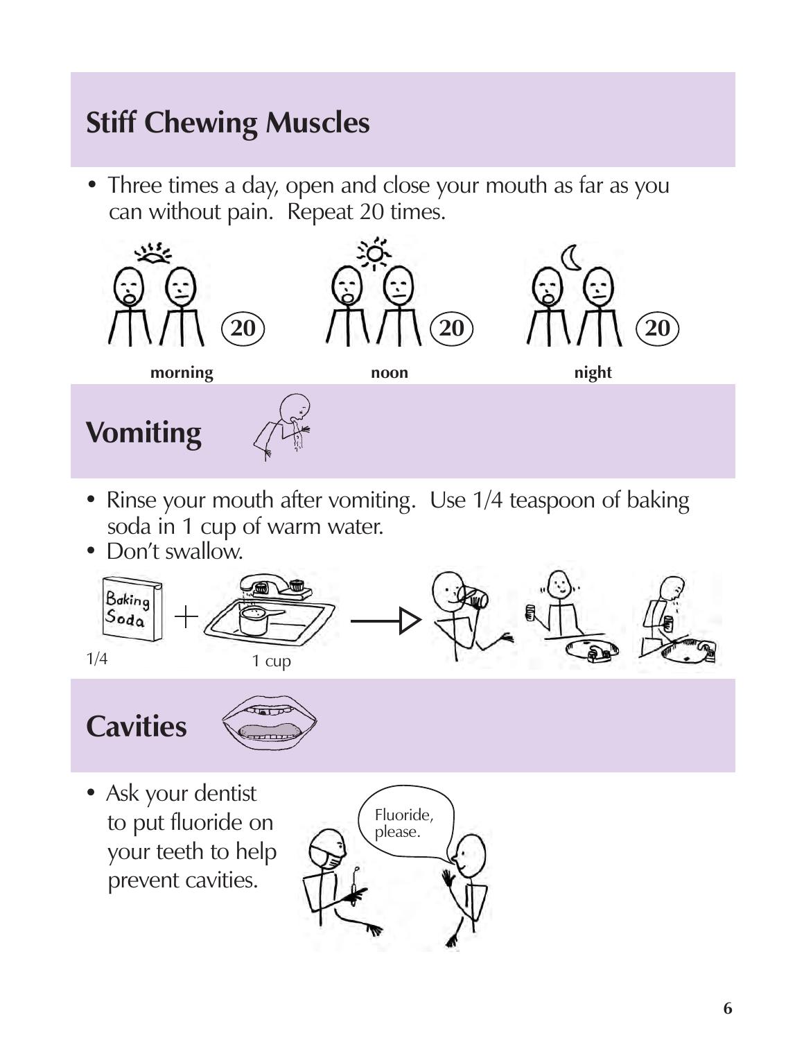## Stiff Chewing Muscles

- Three times a day, open and close your mouth as far as you can without pain. Repeat 20 times.

20 20 20

**morning** **noon** **night**

## Vomiting

- Rinse your mouth after vomiting. Use 1/4 teaspoon of baking soda in 1 cup of warm water.
- Don't swallow.

1/4 1 cup

## Cavities

- Ask your dentist to put fluoride on your teeth to help prevent cavities.

Fluoride, please.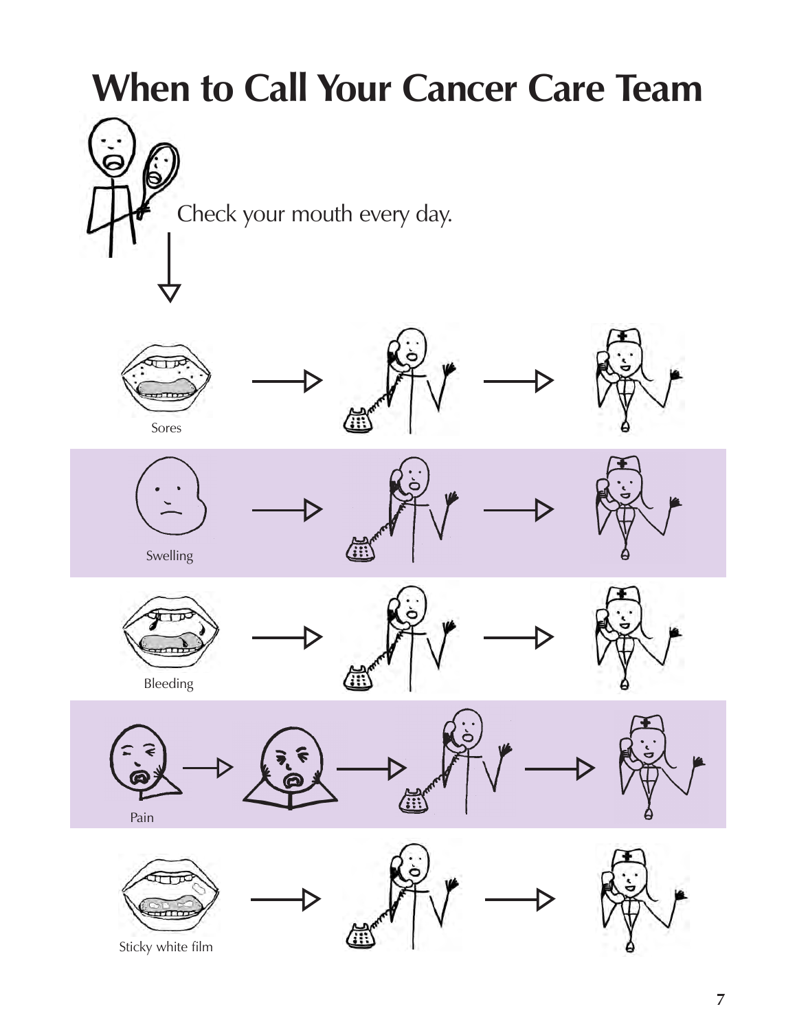# When to Call Your Cancer Care Team

Check your mouth every day.

Sores

Swelling

Bleeding

Pain

Sticky white film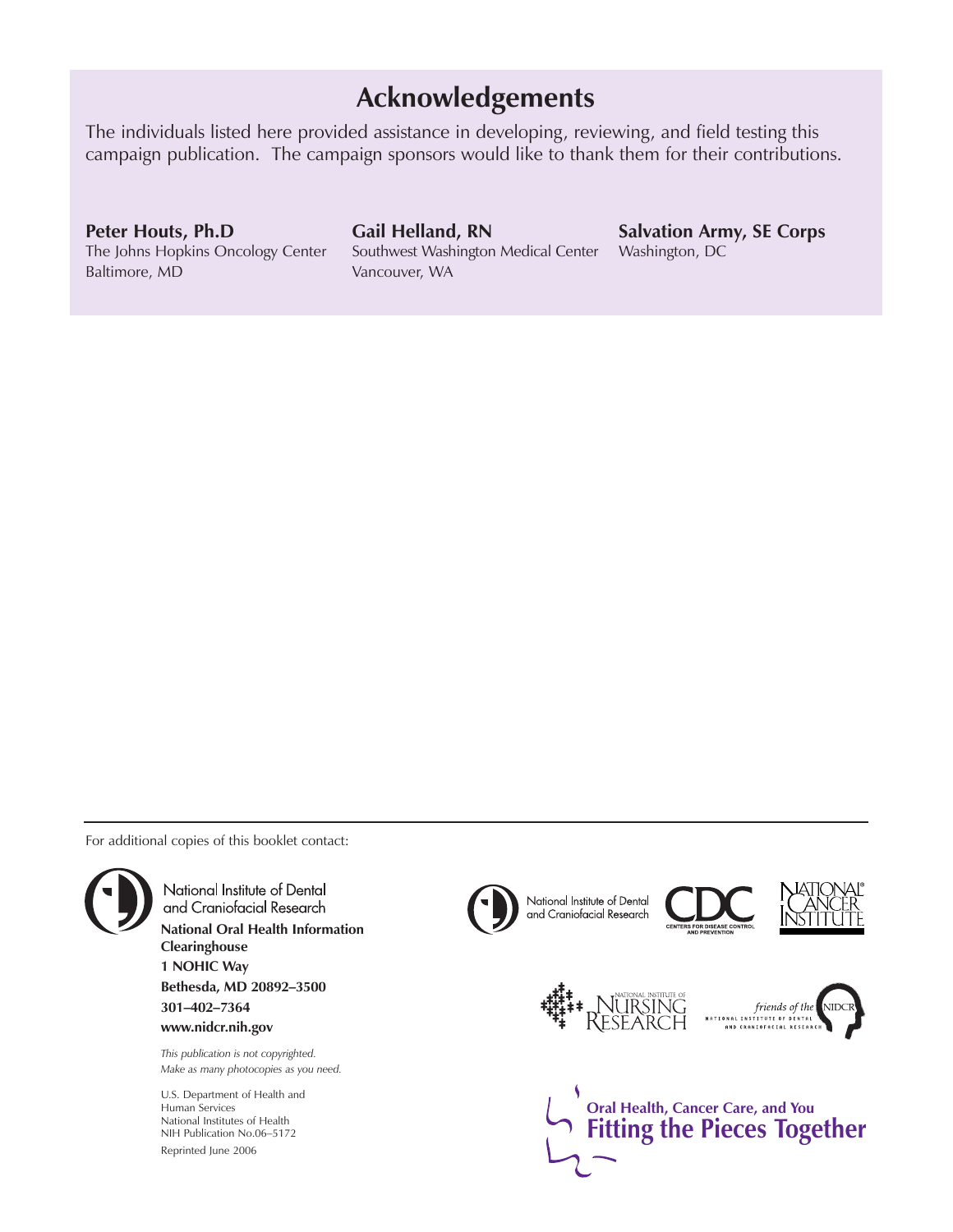# Acknowledgements

The individuals listed here provided assistance in developing, reviewing, and field testing this campaign publication. The campaign sponsors would like to thank them for their contributions.

**Peter Houts, Ph.D**
The Johns Hopkins Oncology Center
Baltimore, MD

**Gail Helland, RN**
Southwest Washington Medical Center
Vancouver, WA

**Salvation Army, SE Corps**
Washington, DC

For additional copies of this booklet contact:

National Institute of Dental and Craniofacial Research

**National Oral Health Information Clearinghouse**
**1 NOHIC Way**
**Bethesda, MD 20892–3500**
**301–402–7364**
**www.nidcr.nih.gov**

*This publication is not copyrighted.*
*Make as many photocopies as you need.*

U.S. Department of Health and Human Services
National Institutes of Health
NIH Publication No.06–5172

Reprinted June 2006

National Institute of Dental and Craniofacial Research

CDC Centers for Disease Control and Prevention

National Cancer Institute

National Institute of Nursing Research

friends of the NIDCR National Institute of Dental and Craniofacial Research

**Oral Health, Cancer Care, and You**
**Fitting the Pieces Together**